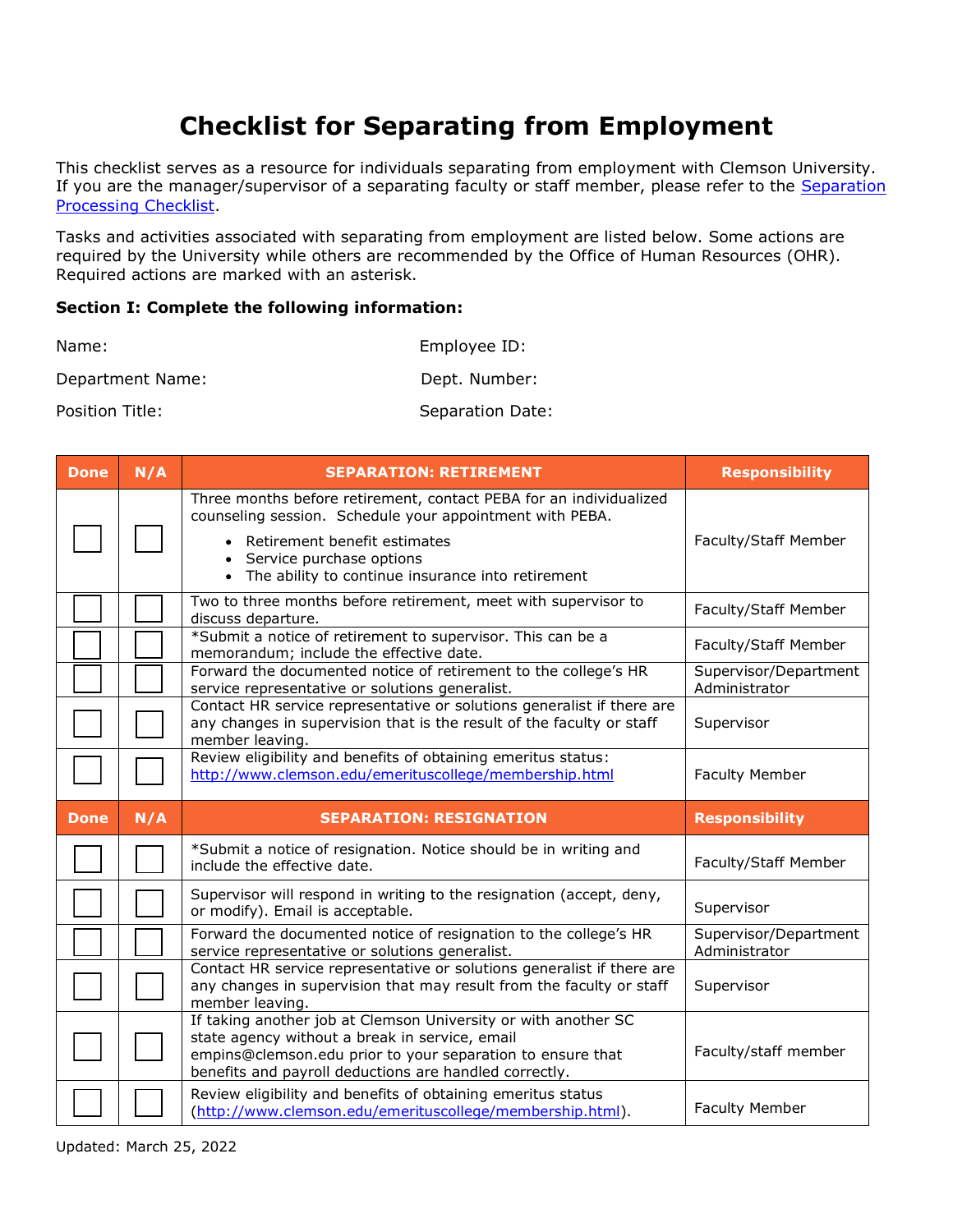# Checklist for Separating from Employment

This checklist serves as a resource for individuals separating from employment with Clemson University. If you are the manager/supervisor of a separating faculty or staff member, please refer to the [Separation Processing Checklist](#).

Tasks and activities associated with separating from employment are listed below. Some actions are required by the University while others are recommended by the Office of Human Resources (OHR). Required actions are marked with an asterisk.

**Section I: Complete the following information:**

Name: 

Employee ID: 

Department Name: 

Dept. Number: 

Position Title: 

Separation Date: 

| Done | N/A | SEPARATION: RETIREMENT | Responsibility |
|---|---|---|---|
| ☐ | ☐ | Three months before retirement, contact PEBA for an individualized counseling session. Schedule your appointment with PEBA.<br>• Retirement benefit estimates<br>• Service purchase options<br>• The ability to continue insurance into retirement | Faculty/Staff Member |
| ☐ | ☐ | Two to three months before retirement, meet with supervisor to discuss departure. | Faculty/Staff Member |
| ☐ | ☐ | *Submit a notice of retirement to supervisor. This can be a memorandum; include the effective date. | Faculty/Staff Member |
| ☐ | ☐ | Forward the documented notice of retirement to the college's HR service representative or solutions generalist. | Supervisor/Department Administrator |
| ☐ | ☐ | Contact HR service representative or solutions generalist if there are any changes in supervision that is the result of the faculty or staff member leaving. | Supervisor |
| ☐ | ☐ | Review eligibility and benefits of obtaining emeritus status: http://www.clemson.edu/emerituscollege/membership.html | Faculty Member |
| **Done** | **N/A** | **SEPARATION: RESIGNATION** | **Responsibility** |
| ☐ | ☐ | *Submit a notice of resignation. Notice should be in writing and include the effective date. | Faculty/Staff Member |
| ☐ | ☐ | Supervisor will respond in writing to the resignation (accept, deny, or modify). Email is acceptable. | Supervisor |
| ☐ | ☐ | Forward the documented notice of resignation to the college's HR service representative or solutions generalist. | Supervisor/Department Administrator |
| ☐ | ☐ | Contact HR service representative or solutions generalist if there are any changes in supervision that may result from the faculty or staff member leaving. | Supervisor |
| ☐ | ☐ | If taking another job at Clemson University or with another SC state agency without a break in service, email empins@clemson.edu prior to your separation to ensure that benefits and payroll deductions are handled correctly. | Faculty/staff member |
| ☐ | ☐ | Review eligibility and benefits of obtaining emeritus status (http://www.clemson.edu/emerituscollege/membership.html). | Faculty Member |

Updated: March 25, 2022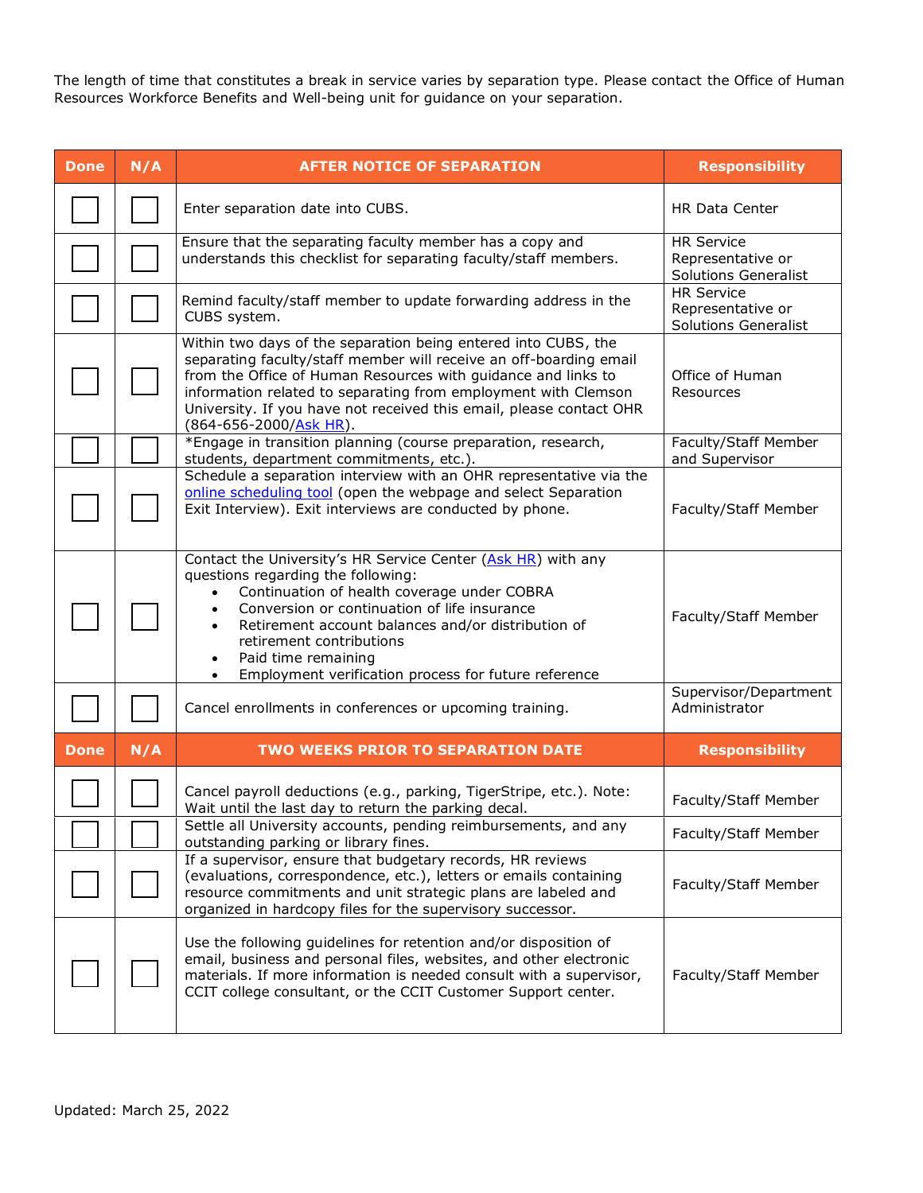The length of time that constitutes a break in service varies by separation type. Please contact the Office of Human Resources Workforce Benefits and Well-being unit for guidance on your separation.

| Done | N/A | AFTER NOTICE OF SEPARATION | Responsibility |
|---|---|---|---|
| ☐ | ☐ | Enter separation date into CUBS. | HR Data Center |
| ☐ | ☐ | Ensure that the separating faculty member has a copy and understands this checklist for separating faculty/staff members. | HR Service Representative or Solutions Generalist |
| ☐ | ☐ | Remind faculty/staff member to update forwarding address in the CUBS system. | HR Service Representative or Solutions Generalist |
| ☐ | ☐ | Within two days of the separation being entered into CUBS, the separating faculty/staff member will receive an off-boarding email from the Office of Human Resources with guidance and links to information related to separating from employment with Clemson University. If you have not received this email, please contact OHR (864-656-2000/Ask HR). | Office of Human Resources |
| ☐ | ☐ | *Engage in transition planning (course preparation, research, students, department commitments, etc.). | Faculty/Staff Member and Supervisor |
| ☐ | ☐ | Schedule a separation interview with an OHR representative via the online scheduling tool (open the webpage and select Separation Exit Interview). Exit interviews are conducted by phone. | Faculty/Staff Member |
| ☐ | ☐ | Contact the University's HR Service Center (Ask HR) with any questions regarding the following:<br>• Continuation of health coverage under COBRA<br>• Conversion or continuation of life insurance<br>• Retirement account balances and/or distribution of retirement contributions<br>• Paid time remaining<br>• Employment verification process for future reference | Faculty/Staff Member |
| ☐ | ☐ | Cancel enrollments in conferences or upcoming training. | Supervisor/Department Administrator |
| **Done** | **N/A** | **TWO WEEKS PRIOR TO SEPARATION DATE** | **Responsibility** |
| ☐ | ☐ | Cancel payroll deductions (e.g., parking, TigerStripe, etc.). Note: Wait until the last day to return the parking decal. | Faculty/Staff Member |
| ☐ | ☐ | Settle all University accounts, pending reimbursements, and any outstanding parking or library fines. | Faculty/Staff Member |
| ☐ | ☐ | If a supervisor, ensure that budgetary records, HR reviews (evaluations, correspondence, etc.), letters or emails containing resource commitments and unit strategic plans are labeled and organized in hardcopy files for the supervisory successor. | Faculty/Staff Member |
| ☐ | ☐ | Use the following guidelines for retention and/or disposition of email, business and personal files, websites, and other electronic materials. If more information is needed consult with a supervisor, CCIT college consultant, or the CCIT Customer Support center. | Faculty/Staff Member |

Updated: March 25, 2022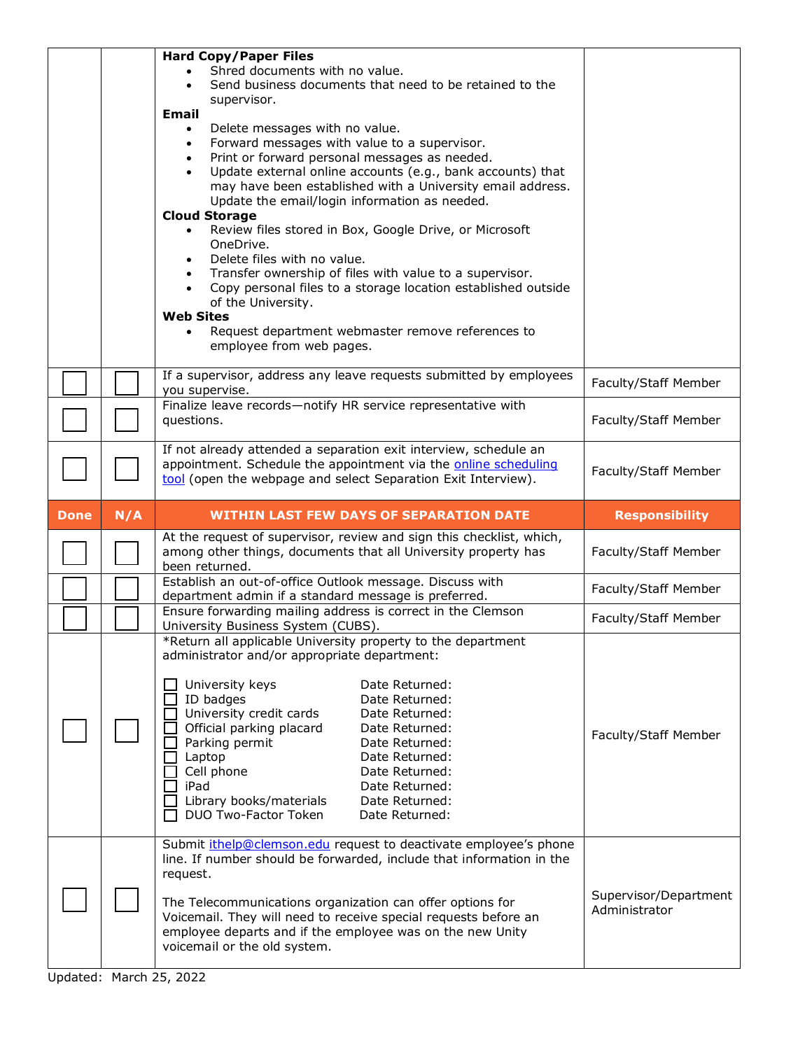| | | | |
|---|---|---|---|
| | | **Hard Copy/Paper Files**<br>• Shred documents with no value.<br>• Send business documents that need to be retained to the supervisor.<br>**Email**<br>• Delete messages with no value.<br>• Forward messages with value to a supervisor.<br>• Print or forward personal messages as needed.<br>• Update external online accounts (e.g., bank accounts) that may have been established with a University email address. Update the email/login information as needed.<br>**Cloud Storage**<br>• Review files stored in Box, Google Drive, or Microsoft OneDrive.<br>• Delete files with no value.<br>• Transfer ownership of files with value to a supervisor.<br>• Copy personal files to a storage location established outside of the University.<br>**Web Sites**<br>• Request department webmaster remove references to employee from web pages. | |
| ☐ | ☐ | If a supervisor, address any leave requests submitted by employees you supervise. | Faculty/Staff Member |
| ☐ | ☐ | Finalize leave records—notify HR service representative with questions. | Faculty/Staff Member |
| ☐ | ☐ | If not already attended a separation exit interview, schedule an appointment. Schedule the appointment via the online scheduling tool (open the webpage and select Separation Exit Interview). | Faculty/Staff Member |
| **Done** | **N/A** | **WITHIN LAST FEW DAYS OF SEPARATION DATE** | **Responsibility** |
| ☐ | ☐ | At the request of supervisor, review and sign this checklist, which, among other things, documents that all University property has been returned. | Faculty/Staff Member |
| ☐ | ☐ | Establish an out-of-office Outlook message. Discuss with department admin if a standard message is preferred. | Faculty/Staff Member |
| ☐ | ☐ | Ensure forwarding mailing address is correct in the Clemson University Business System (CUBS). | Faculty/Staff Member |
| ☐ | ☐ | *Return all applicable University property to the department administrator and/or appropriate department:<br><br>☐ University keys — Date Returned:<br>☐ ID badges — Date Returned:<br>☐ University credit cards — Date Returned:<br>☐ Official parking placard — Date Returned:<br>☐ Parking permit — Date Returned:<br>☐ Laptop — Date Returned:<br>☐ Cell phone — Date Returned:<br>☐ iPad — Date Returned:<br>☐ Library books/materials — Date Returned:<br>☐ DUO Two-Factor Token — Date Returned: | Faculty/Staff Member |
| ☐ | ☐ | Submit ithelp@clemson.edu request to deactivate employee's phone line. If number should be forwarded, include that information in the request.<br><br>The Telecommunications organization can offer options for Voicemail. They will need to receive special requests before an employee departs and if the employee was on the new Unity voicemail or the old system. | Supervisor/Department Administrator |

Updated: March 25, 2022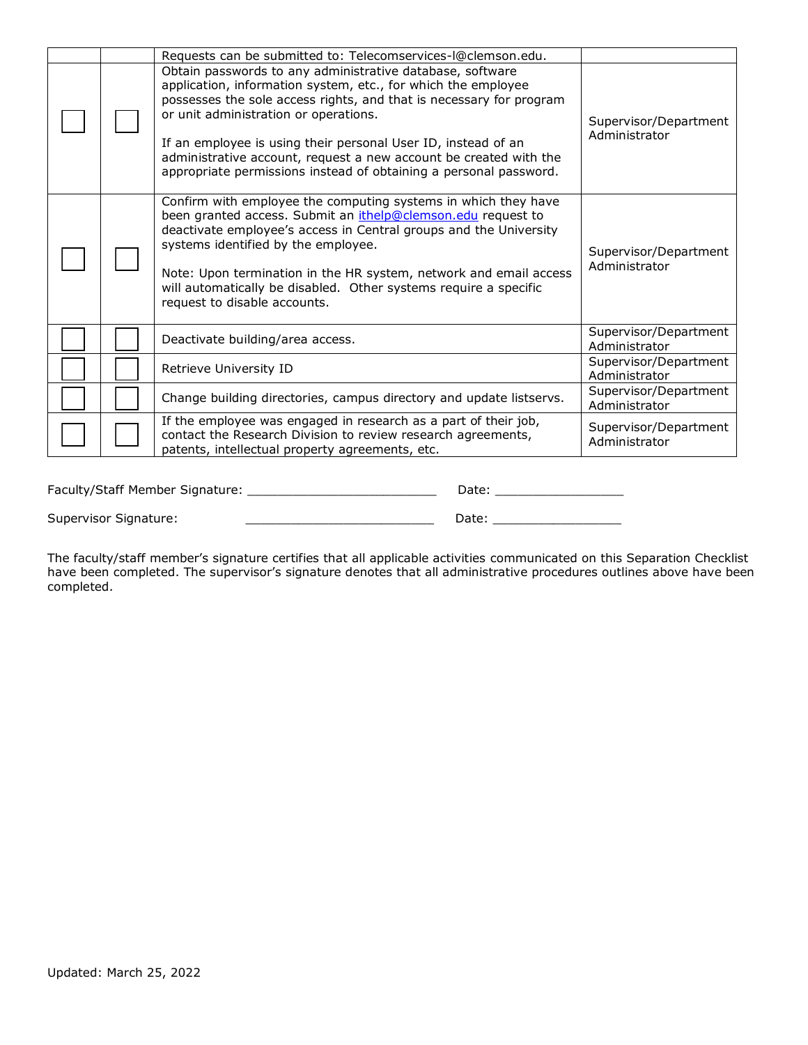| | | | |
|---|---|---|---|
| | | Requests can be submitted to: Telecomservices-l@clemson.edu. | |
| ☐ | ☐ | Obtain passwords to any administrative database, software application, information system, etc., for which the employee possesses the sole access rights, and that is necessary for program or unit administration or operations.<br><br>If an employee is using their personal User ID, instead of an administrative account, request a new account be created with the appropriate permissions instead of obtaining a personal password. | Supervisor/Department Administrator |
| ☐ | ☐ | Confirm with employee the computing systems in which they have been granted access. Submit an ithelp@clemson.edu request to deactivate employee's access in Central groups and the University systems identified by the employee.<br><br>Note: Upon termination in the HR system, network and email access will automatically be disabled. Other systems require a specific request to disable accounts. | Supervisor/Department Administrator |
| ☐ | ☐ | Deactivate building/area access. | Supervisor/Department Administrator |
| ☐ | ☐ | Retrieve University ID | Supervisor/Department Administrator |
| ☐ | ☐ | Change building directories, campus directory and update listservs. | Supervisor/Department Administrator |
| ☐ | ☐ | If the employee was engaged in research as a part of their job, contact the Research Division to review research agreements, patents, intellectual property agreements, etc. | Supervisor/Department Administrator |

Faculty/Staff Member Signature: ___________________________ Date: __________________

Supervisor Signature: ___________________________ Date: __________________

The faculty/staff member's signature certifies that all applicable activities communicated on this Separation Checklist have been completed. The supervisor's signature denotes that all administrative procedures outlines above have been completed.

Updated: March 25, 2022